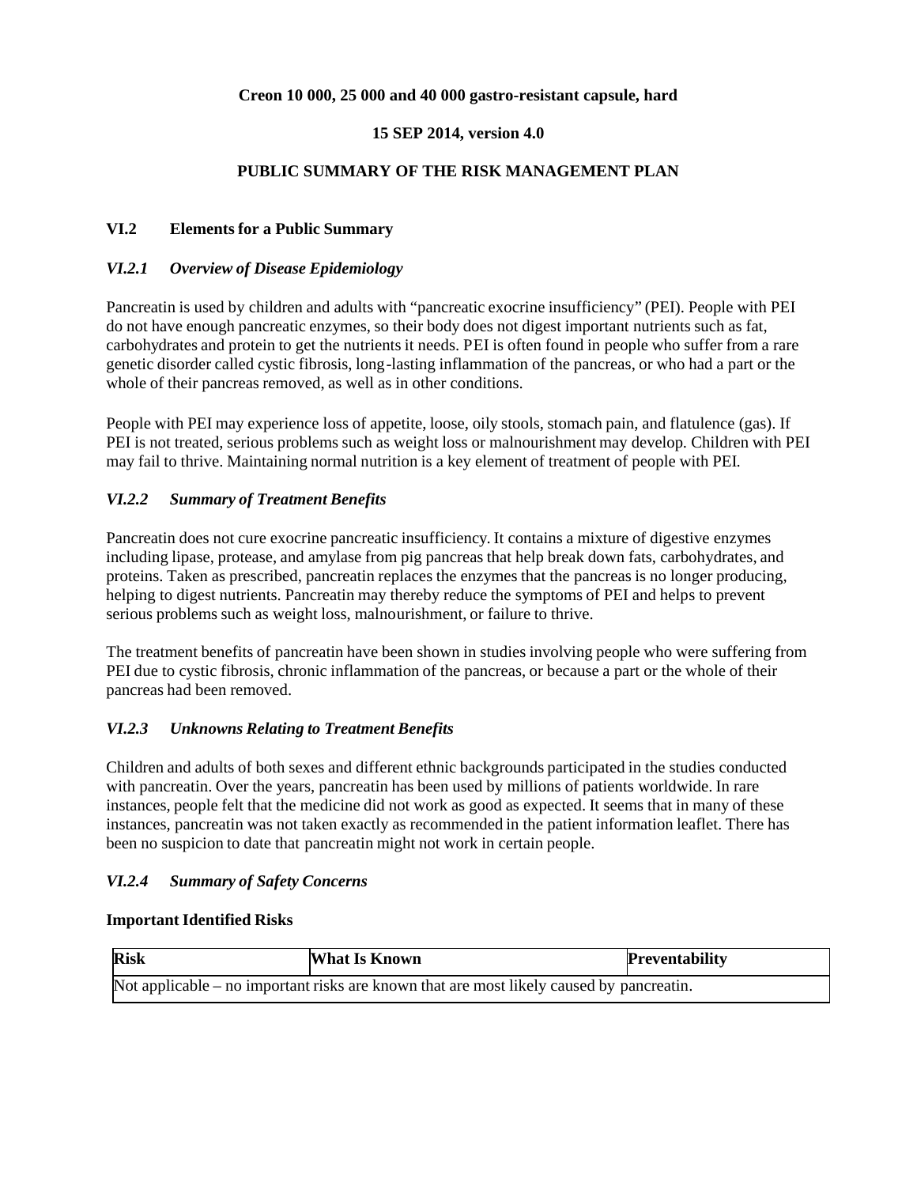**Creon 10 000, 25 000 and 40 000 gastro-resistant capsule, hard**

**15 SEP 2014, version 4.0**

**PUBLIC SUMMARY OF THE RISK MANAGEMENT PLAN**

## VI.2 Elements for a Public Summary

### *VI.2.1 Overview of Disease Epidemiology*

Pancreatin is used by children and adults with "pancreatic exocrine insufficiency" (PEI). People with PEI do not have enough pancreatic enzymes, so their body does not digest important nutrients such as fat, carbohydrates and protein to get the nutrients it needs. PEI is often found in people who suffer from a rare genetic disorder called cystic fibrosis, long-lasting inflammation of the pancreas, or who had a part or the whole of their pancreas removed, as well as in other conditions.

People with PEI may experience loss of appetite, loose, oily stools, stomach pain, and flatulence (gas). If PEI is not treated, serious problems such as weight loss or malnourishment may develop. Children with PEI may fail to thrive. Maintaining normal nutrition is a key element of treatment of people with PEI.

### *VI.2.2 Summary of Treatment Benefits*

Pancreatin does not cure exocrine pancreatic insufficiency. It contains a mixture of digestive enzymes including lipase, protease, and amylase from pig pancreas that help break down fats, carbohydrates, and proteins. Taken as prescribed, pancreatin replaces the enzymes that the pancreas is no longer producing, helping to digest nutrients. Pancreatin may thereby reduce the symptoms of PEI and helps to prevent serious problems such as weight loss, malnourishment, or failure to thrive.

The treatment benefits of pancreatin have been shown in studies involving people who were suffering from PEI due to cystic fibrosis, chronic inflammation of the pancreas, or because a part or the whole of their pancreas had been removed.

### *VI.2.3 Unknowns Relating to Treatment Benefits*

Children and adults of both sexes and different ethnic backgrounds participated in the studies conducted with pancreatin. Over the years, pancreatin has been used by millions of patients worldwide. In rare instances, people felt that the medicine did not work as good as expected. It seems that in many of these instances, pancreatin was not taken exactly as recommended in the patient information leaflet. There has been no suspicion to date that pancreatin might not work in certain people.

### *VI.2.4 Summary of Safety Concerns*

**Important Identified Risks**

| Risk | What Is Known | Preventability |
|---|---|---|
| Not applicable – no important risks are known that are most likely caused by pancreatin. | | |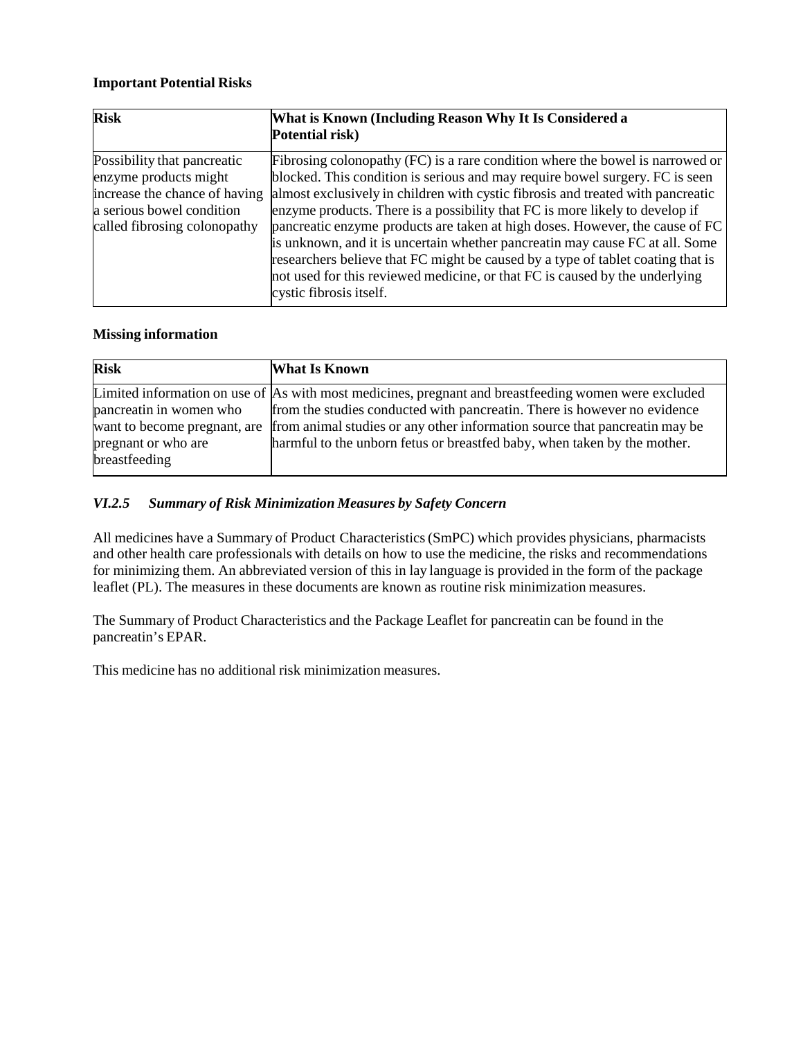**Important Potential Risks**

| Risk | What is Known (Including Reason Why It Is Considered a Potential risk) |
|---|---|
| Possibility that pancreatic enzyme products might increase the chance of having a serious bowel condition called fibrosing colonopathy | Fibrosing colonopathy (FC) is a rare condition where the bowel is narrowed or blocked. This condition is serious and may require bowel surgery. FC is seen almost exclusively in children with cystic fibrosis and treated with pancreatic enzyme products. There is a possibility that FC is more likely to develop if pancreatic enzyme products are taken at high doses. However, the cause of FC is unknown, and it is uncertain whether pancreatin may cause FC at all. Some researchers believe that FC might be caused by a type of tablet coating that is not used for this reviewed medicine, or that FC is caused by the underlying cystic fibrosis itself. |

**Missing information**

| Risk | What Is Known |
|---|---|
| Limited information on use of pancreatin in women who want to become pregnant, are pregnant or who are breastfeeding | As with most medicines, pregnant and breastfeeding women were excluded from the studies conducted with pancreatin. There is however no evidence from animal studies or any other information source that pancreatin may be harmful to the unborn fetus or breastfed baby, when taken by the mother. |

### *VI.2.5 Summary of Risk Minimization Measures by Safety Concern*

All medicines have a Summary of Product Characteristics (SmPC) which provides physicians, pharmacists and other health care professionals with details on how to use the medicine, the risks and recommendations for minimizing them. An abbreviated version of this in lay language is provided in the form of the package leaflet (PL). The measures in these documents are known as routine risk minimization measures.

The Summary of Product Characteristics and the Package Leaflet for pancreatin can be found in the pancreatin's EPAR.

This medicine has no additional risk minimization measures.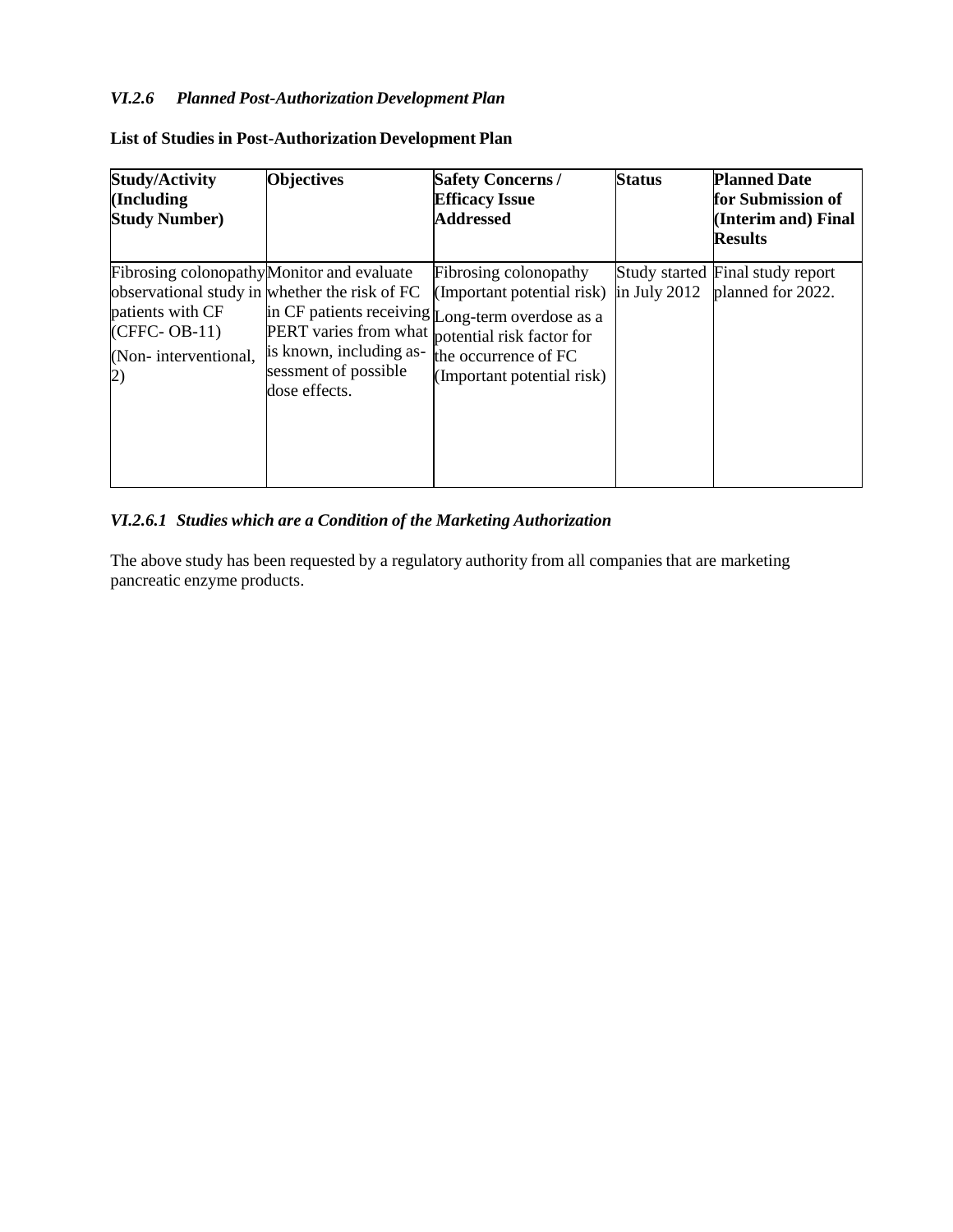### *VI.2.6 Planned Post-Authorization Development Plan*

**List of Studies in Post-Authorization Development Plan**

| **Study/Activity (Including Study Number)** | **Objectives** | **Safety Concerns / Efficacy Issue Addressed** | **Status** | **Planned Date for Submission of (Interim and) Final Results** |
|---|---|---|---|---|
| Fibrosing colonopathy observational study in patients with CF (CFFC- OB-11) (Non- interventional, 2) | Monitor and evaluate whether the risk of FC in CF patients receiving PERT varies from what is known, including assessment of possible dose effects. | Fibrosing colonopathy (Important potential risk) Long-term overdose as a potential risk factor for the occurrence of FC (Important potential risk) | Study started in July 2012 | Final study report planned for 2022. |

#### *VI.2.6.1 Studies which are a Condition of the Marketing Authorization*

The above study has been requested by a regulatory authority from all companies that are marketing pancreatic enzyme products.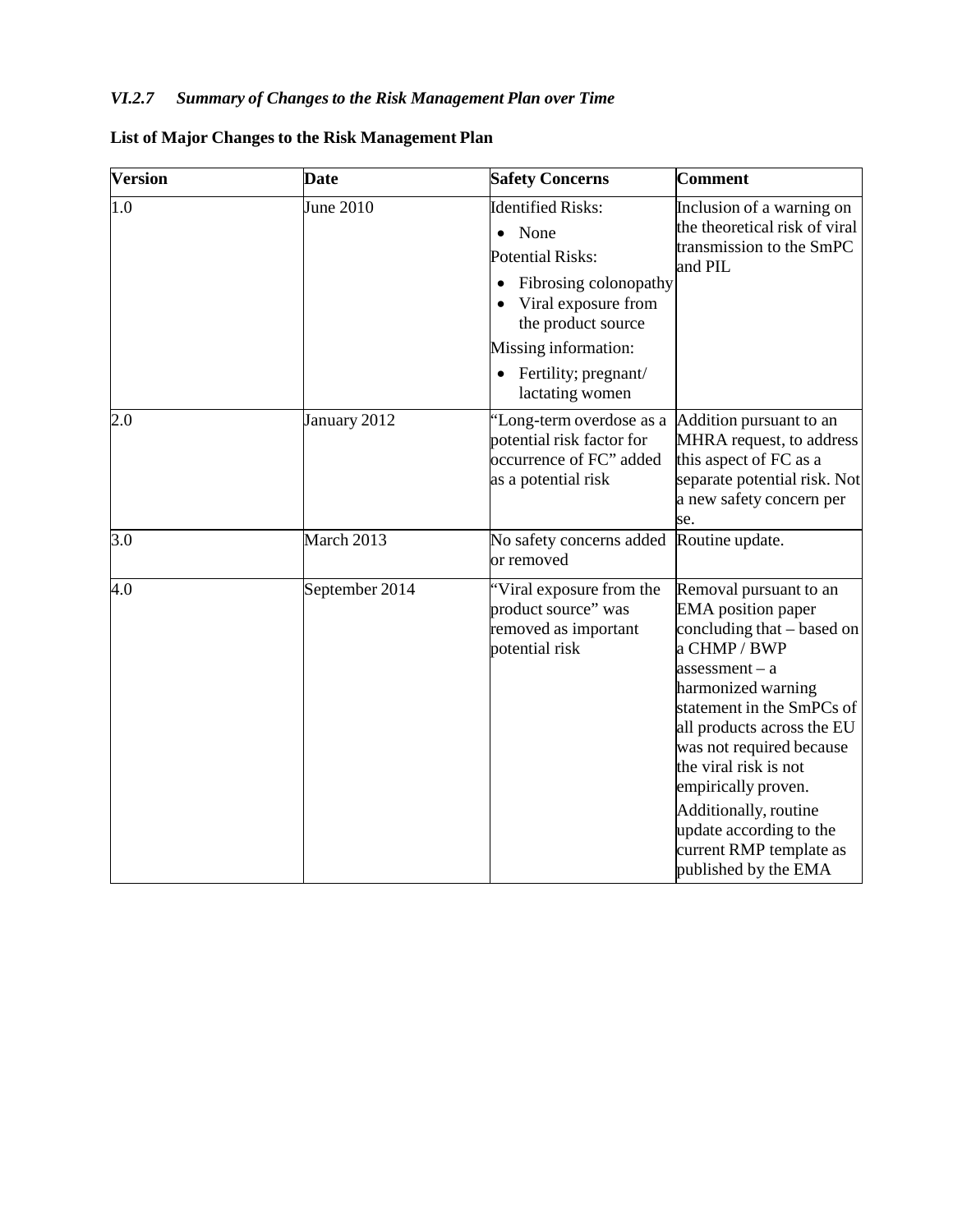### *VI.2.7 Summary of Changes to the Risk Management Plan over Time*

**List of Major Changes to the Risk Management Plan**

| Version | Date | Safety Concerns | Comment |
|---|---|---|---|
| 1.0 | June 2010 | Identified Risks:<br>• None<br>Potential Risks:<br>• Fibrosing colonopathy<br>• Viral exposure from the product source<br>Missing information:<br>• Fertility; pregnant/ lactating women | Inclusion of a warning on the theoretical risk of viral transmission to the SmPC and PIL |
| 2.0 | January 2012 | "Long-term overdose as a potential risk factor for occurrence of FC" added as a potential risk | Addition pursuant to an MHRA request, to address this aspect of FC as a separate potential risk. Not a new safety concern per se. |
| 3.0 | March 2013 | No safety concerns added or removed | Routine update. |
| 4.0 | September 2014 | "Viral exposure from the product source" was removed as important potential risk | Removal pursuant to an EMA position paper concluding that – based on a CHMP / BWP assessment – a harmonized warning statement in the SmPCs of all products across the EU was not required because the viral risk is not empirically proven.<br>Additionally, routine update according to the current RMP template as published by the EMA |